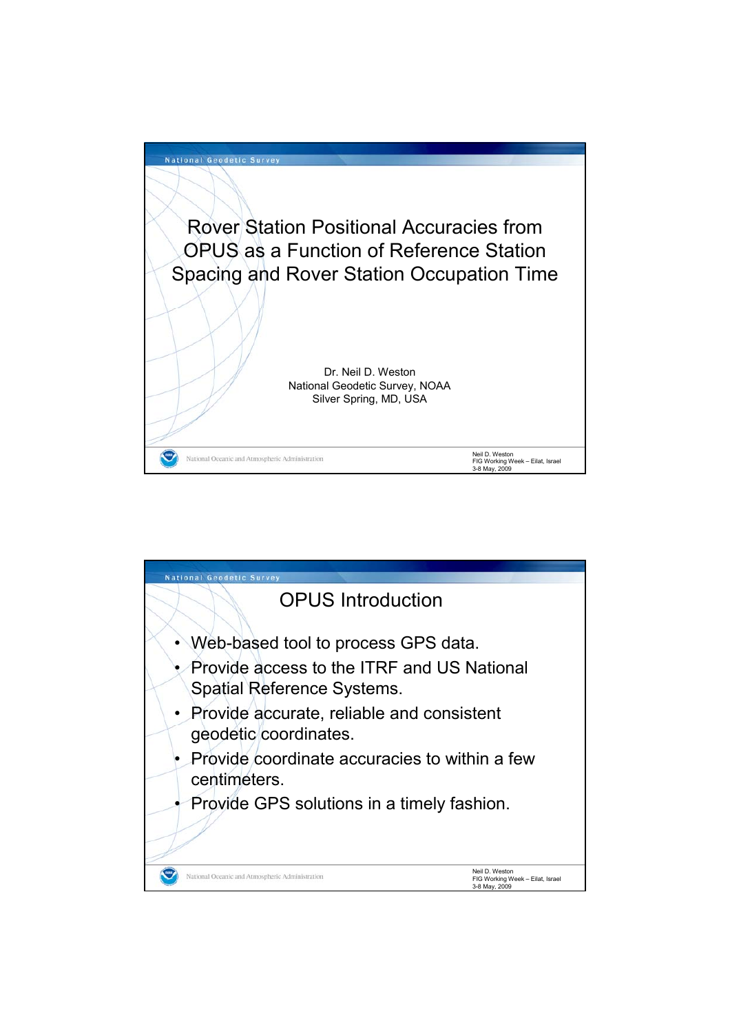# Rover Station Positional Accuracies from OPUS as a Function of Reference Station Spacing and Rover Station Occupation Time

Dr. Neil D. Weston
National Geodetic Survey, NOAA
Silver Spring, MD, USA

## OPUS Introduction

- Web-based tool to process GPS data.
- Provide access to the ITRF and US National Spatial Reference Systems.
- Provide accurate, reliable and consistent geodetic coordinates.
- Provide coordinate accuracies to within a few centimeters.
- Provide GPS solutions in a timely fashion.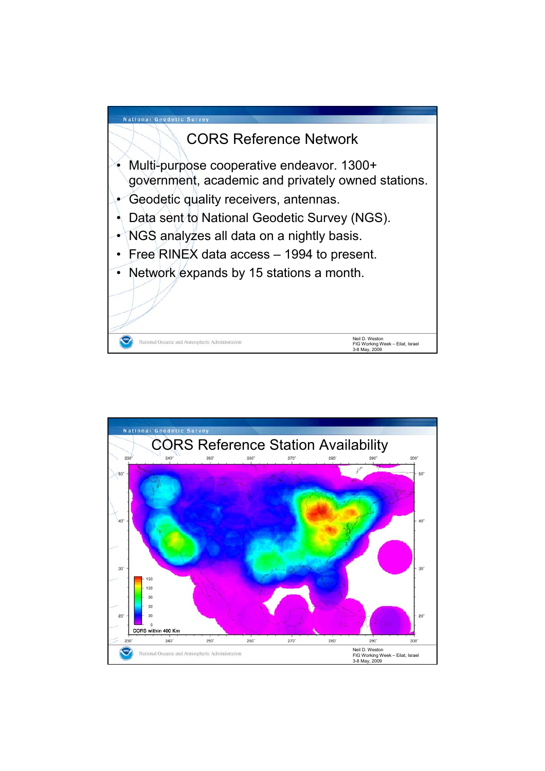# CORS Reference Network

- Multi-purpose cooperative endeavor. 1300+ government, academic and privately owned stations.
- Geodetic quality receivers, antennas.
- Data sent to National Geodetic Survey (NGS).
- NGS analyzes all data on a nightly basis.
- Free RINEX data access – 1994 to present.
- Network expands by 15 stations a month.

# CORS Reference Station Availability

CORS within 400 Km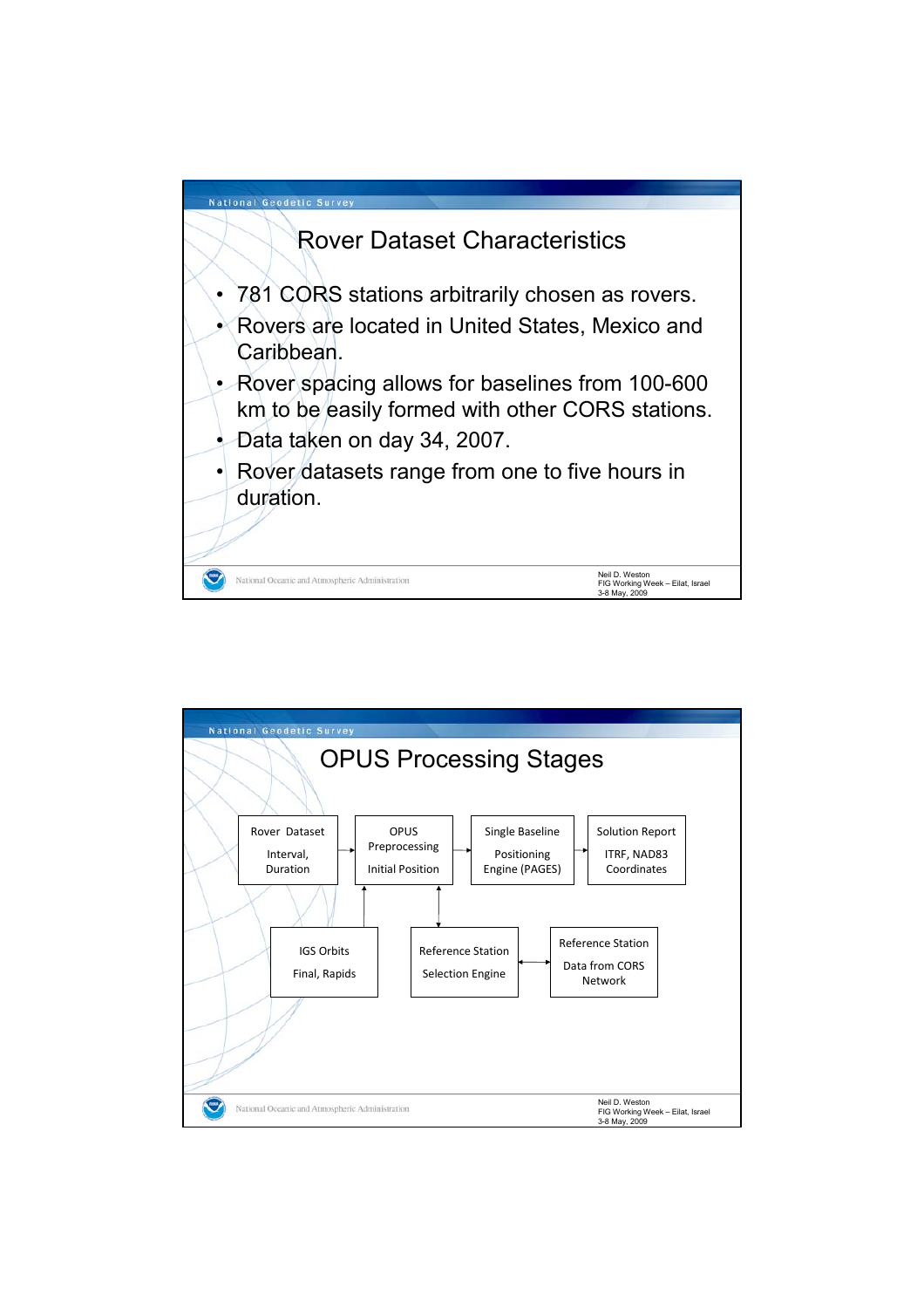# Rover Dataset Characteristics

- 781 CORS stations arbitrarily chosen as rovers.
- Rovers are located in United States, Mexico and Caribbean.
- Rover spacing allows for baselines from 100-600 km to be easily formed with other CORS stations.
- Data taken on day 34, 2007.
- Rover datasets range from one to five hours in duration.

# OPUS Processing Stages

Rover Dataset — Interval, Duration

OPUS Preprocessing — Initial Position

Single Baseline Positioning Engine (PAGES)

Solution Report — ITRF, NAD83 Coordinates

IGS Orbits — Final, Rapids

Reference Station Selection Engine

Reference Station Data from CORS Network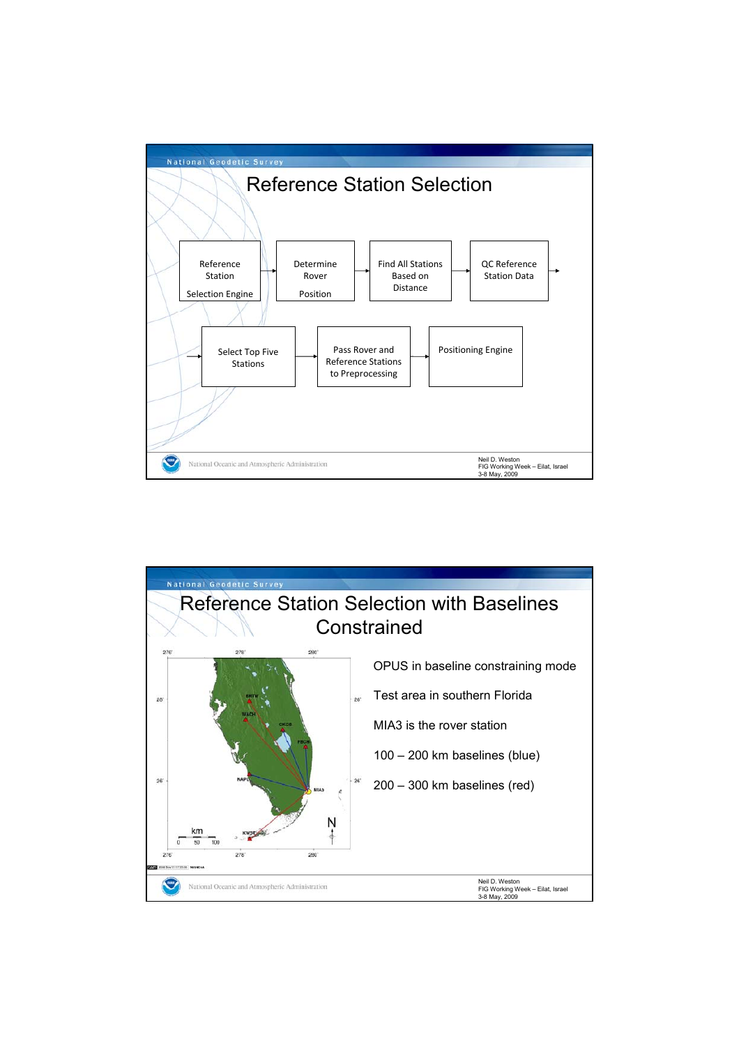## Reference Station Selection

Reference Station Selection Engine → Determine Rover Position → Find All Stations Based on Distance → QC Reference Station Data → Select Top Five Stations → Pass Rover and Reference Stations to Preprocessing → Positioning Engine

## Reference Station Selection with Baselines Constrained

- OPUS in baseline constraining mode
- Test area in southern Florida
- MIA3 is the rover station
- 100 – 200 km baselines (blue)
- 200 – 300 km baselines (red)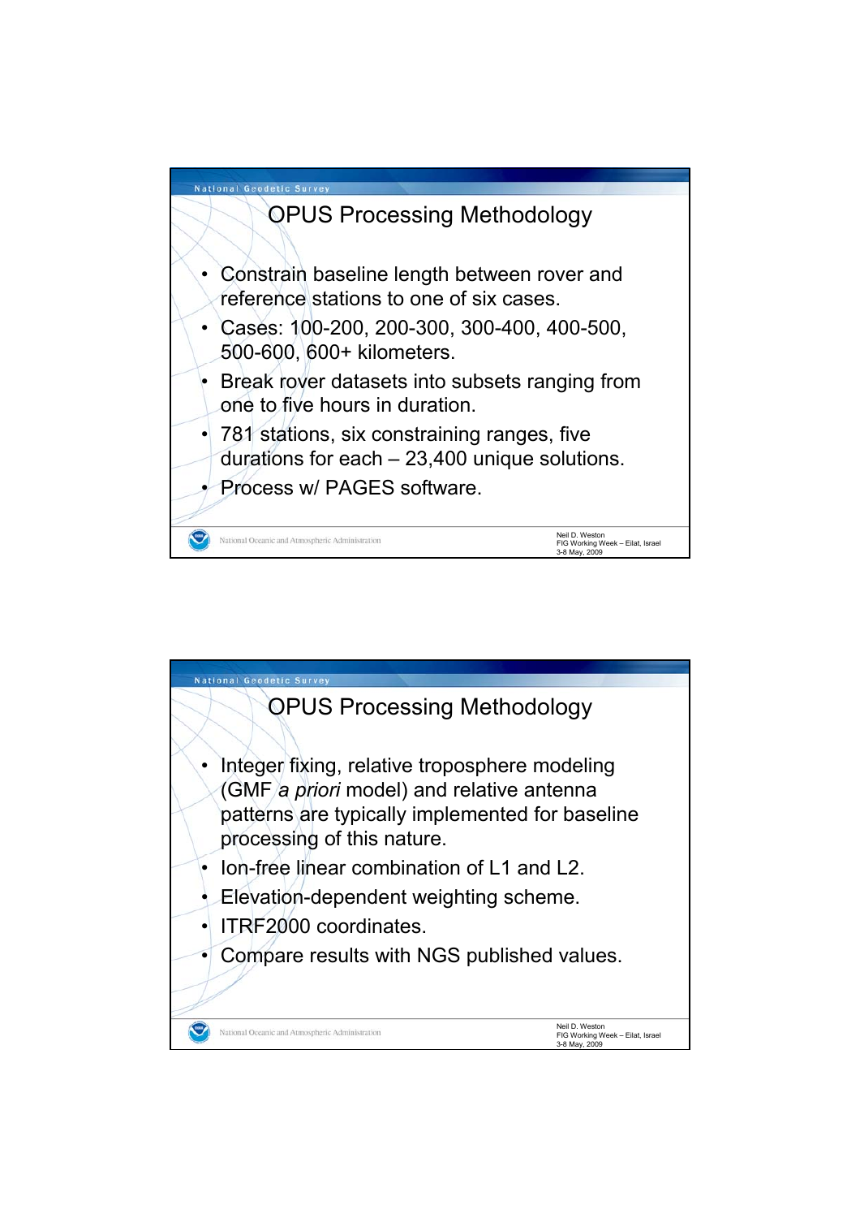## OPUS Processing Methodology

- Constrain baseline length between rover and reference stations to one of six cases.
- Cases: 100-200, 200-300, 300-400, 400-500, 500-600, 600+ kilometers.
- Break rover datasets into subsets ranging from one to five hours in duration.
- 781 stations, six constraining ranges, five durations for each – 23,400 unique solutions.
- Process w/ PAGES software.

## OPUS Processing Methodology

- Integer fixing, relative troposphere modeling (GMF *a priori* model) and relative antenna patterns are typically implemented for baseline processing of this nature.
- Ion-free linear combination of L1 and L2.
- Elevation-dependent weighting scheme.
- ITRF2000 coordinates.
- Compare results with NGS published values.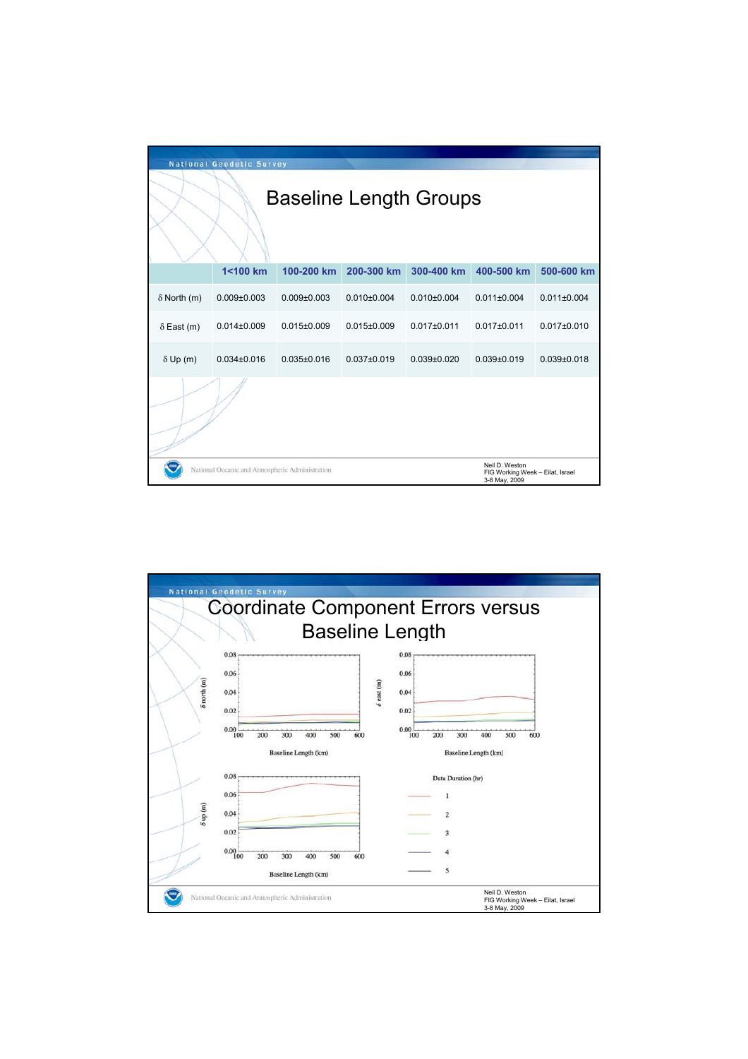# Baseline Length Groups

| | 1<100 km | 100-200 km | 200-300 km | 300-400 km | 400-500 km | 500-600 km |
|---|---|---|---|---|---|---|
| δ North (m) | 0.009±0.003 | 0.009±0.003 | 0.010±0.004 | 0.010±0.004 | 0.011±0.004 | 0.011±0.004 |
| δ East (m) | 0.014±0.009 | 0.015±0.009 | 0.015±0.009 | 0.017±0.011 | 0.017±0.011 | 0.017±0.010 |
| δ Up (m) | 0.034±0.016 | 0.035±0.016 | 0.037±0.019 | 0.039±0.020 | 0.039±0.019 | 0.039±0.018 |

# Coordinate Component Errors versus Baseline Length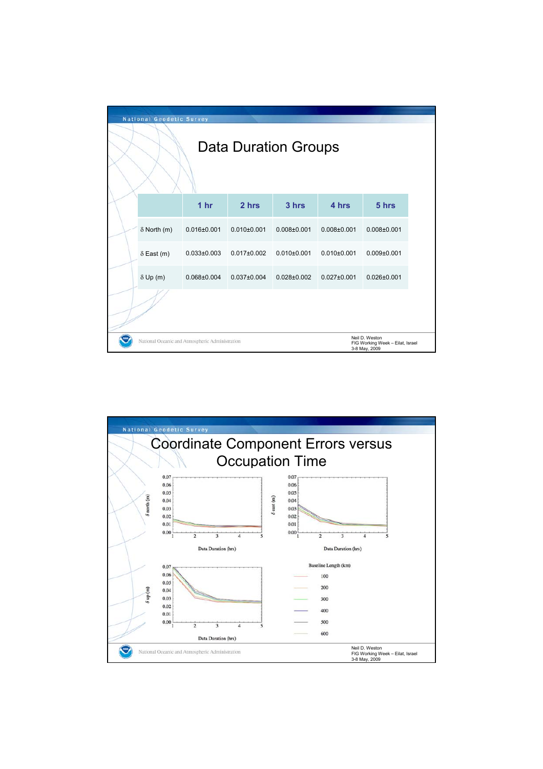# Data Duration Groups

| | 1 hr | 2 hrs | 3 hrs | 4 hrs | 5 hrs |
|---|---|---|---|---|---|
| δ North (m) | 0.016±0.001 | 0.010±0.001 | 0.008±0.001 | 0.008±0.001 | 0.008±0.001 |
| δ East (m) | 0.033±0.003 | 0.017±0.002 | 0.010±0.001 | 0.010±0.001 | 0.009±0.001 |
| δ Up (m) | 0.068±0.004 | 0.037±0.004 | 0.028±0.002 | 0.027±0.001 | 0.026±0.001 |

# Coordinate Component Errors versus Occupation Time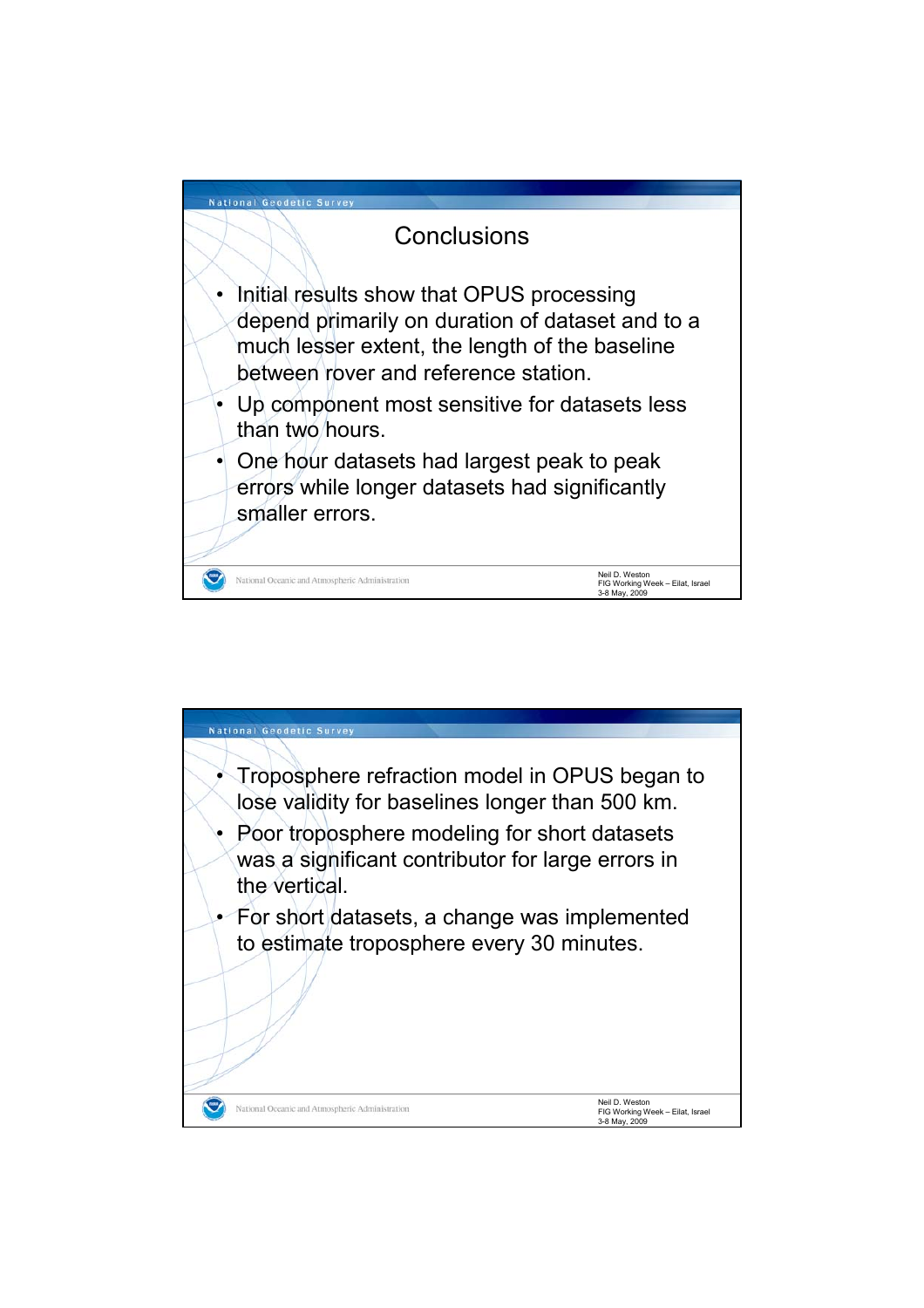## Conclusions

- Initial results show that OPUS processing depend primarily on duration of dataset and to a much lesser extent, the length of the baseline between rover and reference station.
- Up component most sensitive for datasets less than two hours.
- One hour datasets had largest peak to peak errors while longer datasets had significantly smaller errors.

---

- Troposphere refraction model in OPUS began to lose validity for baselines longer than 500 km.
- Poor troposphere modeling for short datasets was a significant contributor for large errors in the vertical.
- For short datasets, a change was implemented to estimate troposphere every 30 minutes.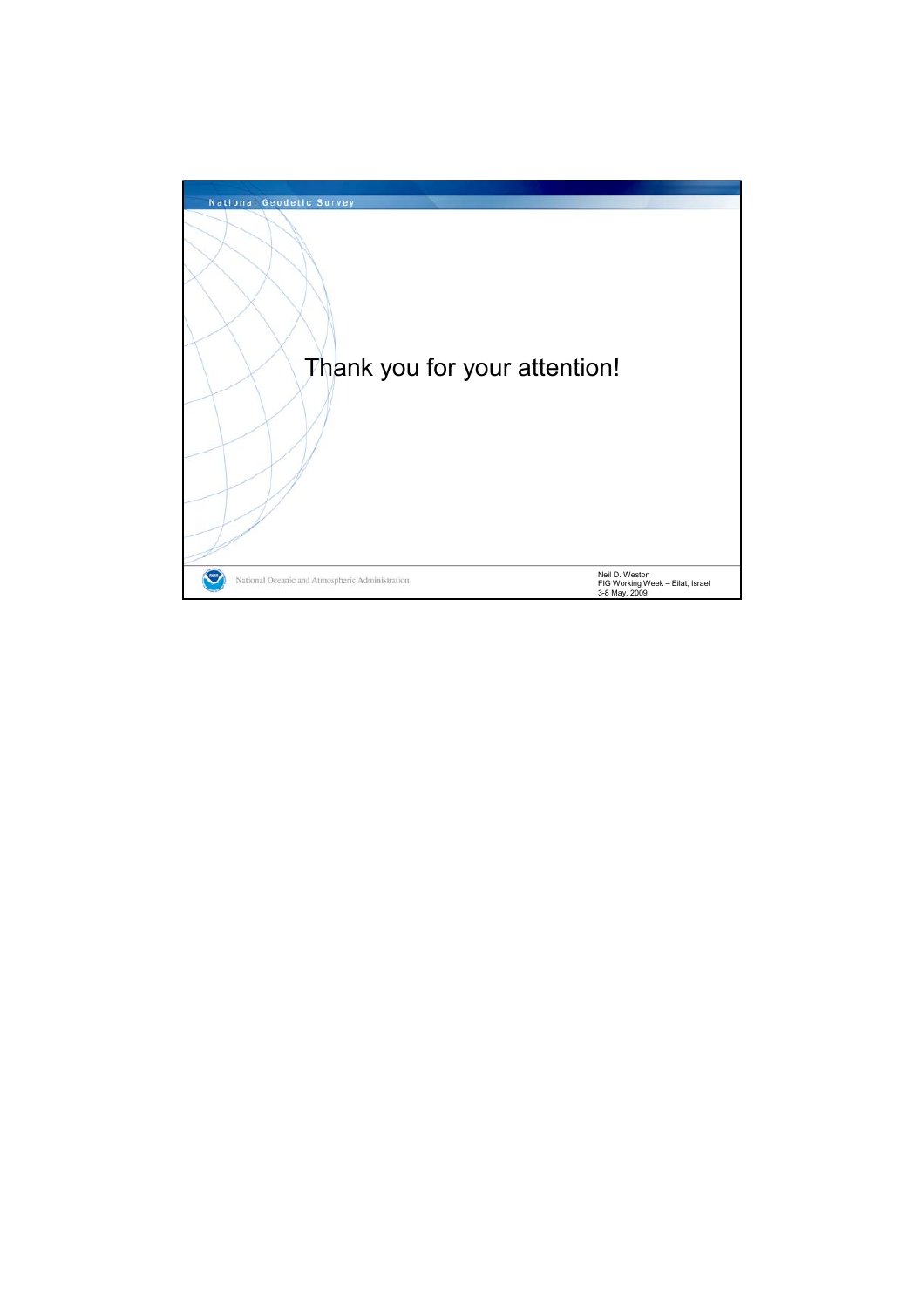National Geodetic Survey

Thank you for your attention!

National Oceanic and Atmospheric Administration

Neil D. Weston
FIG Working Week – Eilat, Israel
3-8 May, 2009